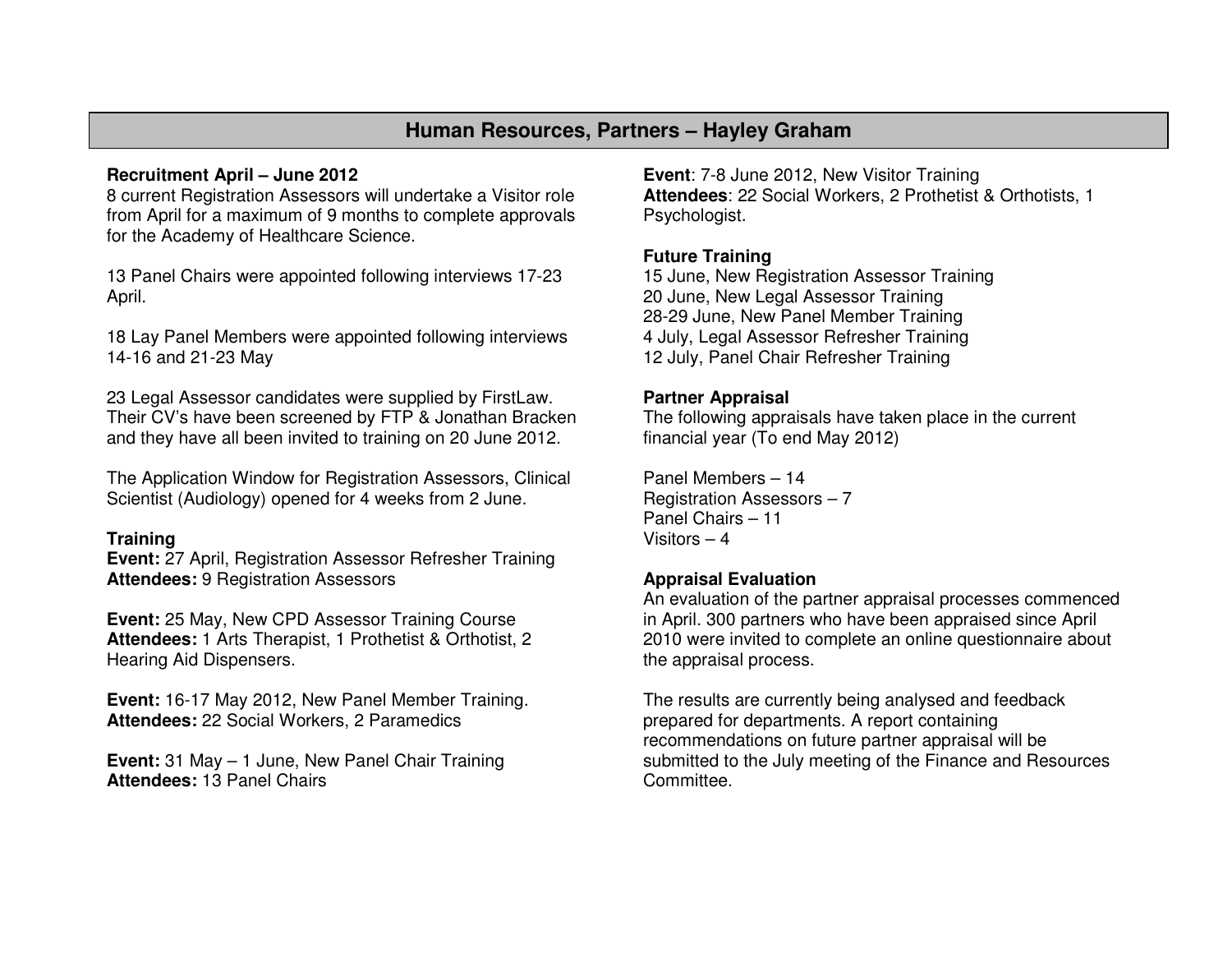## Human Resources, Partners – Hayley Graham

**Recruitment April – June 2012**
8 current Registration Assessors will undertake a Visitor role from April for a maximum of 9 months to complete approvals for the Academy of Healthcare Science.

13 Panel Chairs were appointed following interviews 17-23 April.

18 Lay Panel Members were appointed following interviews 14-16 and 21-23 May

23 Legal Assessor candidates were supplied by FirstLaw. Their CV's have been screened by FTP & Jonathan Bracken and they have all been invited to training on 20 June 2012.

The Application Window for Registration Assessors, Clinical Scientist (Audiology) opened for 4 weeks from 2 June.

**Training**
**Event:** 27 April, Registration Assessor Refresher Training
**Attendees:** 9 Registration Assessors

**Event:** 25 May, New CPD Assessor Training Course
**Attendees:** 1 Arts Therapist, 1 Prothetist & Orthotist, 2 Hearing Aid Dispensers.

**Event:** 16-17 May 2012, New Panel Member Training.
**Attendees:** 22 Social Workers, 2 Paramedics

**Event:** 31 May – 1 June, New Panel Chair Training
**Attendees:** 13 Panel Chairs

**Event**: 7-8 June 2012, New Visitor Training
**Attendees**: 22 Social Workers, 2 Prothetist & Orthotists, 1 Psychologist.

**Future Training**
15 June, New Registration Assessor Training
20 June, New Legal Assessor Training
28-29 June, New Panel Member Training
4 July, Legal Assessor Refresher Training
12 July, Panel Chair Refresher Training

**Partner Appraisal**
The following appraisals have taken place in the current financial year (To end May 2012)

Panel Members – 14
Registration Assessors – 7
Panel Chairs – 11
Visitors – 4

**Appraisal Evaluation**
An evaluation of the partner appraisal processes commenced in April. 300 partners who have been appraised since April 2010 were invited to complete an online questionnaire about the appraisal process.

The results are currently being analysed and feedback prepared for departments. A report containing recommendations on future partner appraisal will be submitted to the July meeting of the Finance and Resources Committee.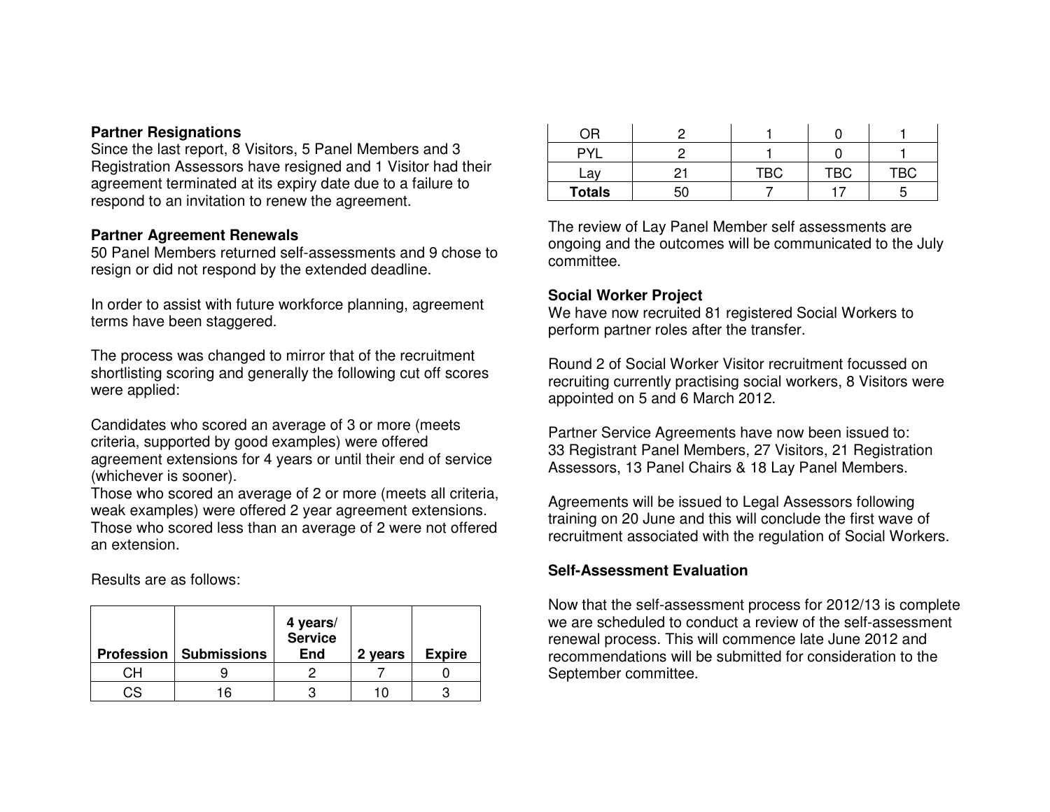**Partner Resignations**

Since the last report, 8 Visitors, 5 Panel Members and 3 Registration Assessors have resigned and 1 Visitor had their agreement terminated at its expiry date due to a failure to respond to an invitation to renew the agreement.

**Partner Agreement Renewals**

50 Panel Members returned self-assessments and 9 chose to resign or did not respond by the extended deadline.

In order to assist with future workforce planning, agreement terms have been staggered.

The process was changed to mirror that of the recruitment shortlisting scoring and generally the following cut off scores were applied:

Candidates who scored an average of 3 or more (meets criteria, supported by good examples) were offered agreement extensions for 4 years or until their end of service (whichever is sooner).
Those who scored an average of 2 or more (meets all criteria, weak examples) were offered 2 year agreement extensions.
Those who scored less than an average of 2 were not offered an extension.

Results are as follows:

| Profession | Submissions | 4 years/ Service End | 2 years | Expire |
|---|---|---|---|---|
| CH | 9 | 2 | 7 | 0 |
| CS | 16 | 3 | 10 | 3 |
| OR | 2 | 1 | 0 | 1 |
| PYL | 2 | 1 | 0 | 1 |
| Lay | 21 | TBC | TBC | TBC |
| **Totals** | 50 | 7 | 17 | 5 |

The review of Lay Panel Member self assessments are ongoing and the outcomes will be communicated to the July committee.

**Social Worker Project**

We have now recruited 81 registered Social Workers to perform partner roles after the transfer.

Round 2 of Social Worker Visitor recruitment focussed on recruiting currently practising social workers, 8 Visitors were appointed on 5 and 6 March 2012.

Partner Service Agreements have now been issued to:
33 Registrant Panel Members, 27 Visitors, 21 Registration Assessors, 13 Panel Chairs & 18 Lay Panel Members.

Agreements will be issued to Legal Assessors following training on 20 June and this will conclude the first wave of recruitment associated with the regulation of Social Workers.

**Self-Assessment Evaluation**

Now that the self-assessment process for 2012/13 is complete we are scheduled to conduct a review of the self-assessment renewal process. This will commence late June 2012 and recommendations will be submitted for consideration to the September committee.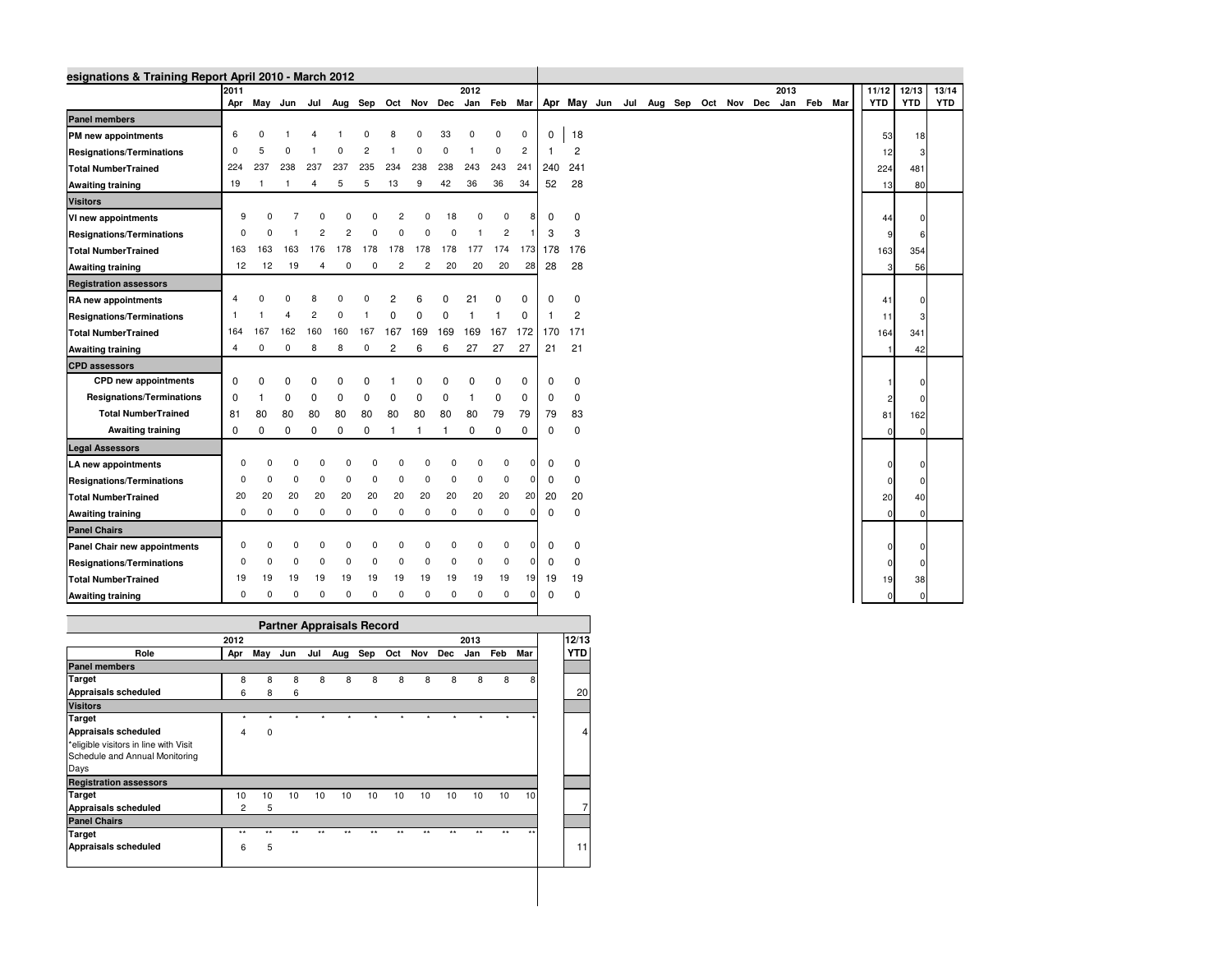## esignations & Training Report April 2010 - March 2012

| | 2011 Apr | May | Jun | Jul | Aug | Sep | Oct | Nov | Dec | 2012 Jan | Feb | Mar | Apr | May | Jun | Jul | Aug | Sep | Oct | Nov | Dec | 2013 Jan | Feb | Mar | 11/12 YTD | 12/13 YTD | 13/14 YTD |
|---|---|---|---|---|---|---|---|---|---|---|---|---|---|---|---|---|---|---|---|---|---|---|---|---|---|---|---|
| **Panel members** | | | | | | | | | | | | | | | | | | | | | | | | | | | |
| **PM new appointments** | 6 | 0 | 1 | 4 | 1 | 0 | 8 | 0 | 33 | 0 | 0 | 0 | 0 | 18 | | | | | | | | | | | 53 | 18 | |
| **Resignations/Terminations** | 0 | 5 | 0 | 1 | 0 | 2 | 1 | 0 | 0 | 1 | 0 | 2 | 1 | 2 | | | | | | | | | | | 12 | 3 | |
| **Total NumberTrained** | 224 | 237 | 238 | 237 | 237 | 235 | 234 | 238 | 238 | 243 | 243 | 241 | 240 | 241 | | | | | | | | | | | 224 | 481 | |
| **Awaiting training** | 19 | 1 | 1 | 4 | 5 | 5 | 13 | 9 | 42 | 36 | 36 | 34 | 52 | 28 | | | | | | | | | | | 13 | 80 | |
| **Visitors** | | | | | | | | | | | | | | | | | | | | | | | | | | | |
| **VI new appointments** | 9 | 0 | 7 | 0 | 0 | 0 | 2 | 0 | 18 | 0 | 0 | 8 | 0 | 0 | | | | | | | | | | | 44 | 0 | |
| **Resignations/Terminations** | 0 | 0 | 1 | 2 | 2 | 0 | 0 | 0 | 0 | 1 | 2 | 1 | 3 | 3 | | | | | | | | | | | 9 | 6 | |
| **Total NumberTrained** | 163 | 163 | 163 | 176 | 178 | 178 | 178 | 178 | 178 | 177 | 174 | 173 | 178 | 176 | | | | | | | | | | | 163 | 354 | |
| **Awaiting training** | 12 | 12 | 19 | 4 | 0 | 0 | 2 | 2 | 20 | 20 | 20 | 28 | 28 | 28 | | | | | | | | | | | 3 | 56 | |
| **Registration assessors** | | | | | | | | | | | | | | | | | | | | | | | | | | | |
| **RA new appointments** | 4 | 0 | 0 | 8 | 0 | 0 | 2 | 6 | 0 | 21 | 0 | 0 | 0 | 0 | | | | | | | | | | | 41 | 0 | |
| **Resignations/Terminations** | 1 | 1 | 4 | 2 | 0 | 1 | 0 | 0 | 0 | 1 | 1 | 0 | 1 | 2 | | | | | | | | | | | 11 | 3 | |
| **Total NumberTrained** | 164 | 167 | 162 | 160 | 160 | 167 | 167 | 169 | 169 | 169 | 167 | 172 | 170 | 171 | | | | | | | | | | | 164 | 341 | |
| **Awaiting training** | 4 | 0 | 0 | 8 | 8 | 0 | 2 | 6 | 6 | 27 | 27 | 27 | 21 | 21 | | | | | | | | | | | 1 | 42 | |
| **CPD assessors** | | | | | | | | | | | | | | | | | | | | | | | | | | | |
| **CPD new appointments** | 0 | 0 | 0 | 0 | 0 | 0 | 1 | 0 | 0 | 0 | 0 | 0 | 0 | 0 | | | | | | | | | | | 1 | 0 | |
| **Resignations/Terminations** | 0 | 1 | 0 | 0 | 0 | 0 | 0 | 0 | 0 | 1 | 0 | 0 | 0 | 0 | | | | | | | | | | | 2 | 0 | |
| **Total NumberTrained** | 81 | 80 | 80 | 80 | 80 | 80 | 80 | 80 | 80 | 80 | 79 | 79 | 79 | 83 | | | | | | | | | | | 81 | 162 | |
| **Awaiting training** | 0 | 0 | 0 | 0 | 0 | 0 | 1 | 1 | 1 | 0 | 0 | 0 | 0 | 0 | | | | | | | | | | | 0 | 0 | |
| **Legal Assessors** | | | | | | | | | | | | | | | | | | | | | | | | | | | |
| **LA new appointments** | 0 | 0 | 0 | 0 | 0 | 0 | 0 | 0 | 0 | 0 | 0 | 0 | 0 | 0 | | | | | | | | | | | 0 | 0 | |
| **Resignations/Terminations** | 0 | 0 | 0 | 0 | 0 | 0 | 0 | 0 | 0 | 0 | 0 | 0 | 0 | 0 | | | | | | | | | | | 0 | 0 | |
| **Total NumberTrained** | 20 | 20 | 20 | 20 | 20 | 20 | 20 | 20 | 20 | 20 | 20 | 20 | 20 | 20 | | | | | | | | | | | 20 | 40 | |
| **Awaiting training** | 0 | 0 | 0 | 0 | 0 | 0 | 0 | 0 | 0 | 0 | 0 | 0 | 0 | 0 | | | | | | | | | | | 0 | 0 | |
| **Panel Chairs** | | | | | | | | | | | | | | | | | | | | | | | | | | | |
| **Panel Chair new appointments** | 0 | 0 | 0 | 0 | 0 | 0 | 0 | 0 | 0 | 0 | 0 | 0 | 0 | 0 | | | | | | | | | | | 0 | 0 | |
| **Resignations/Terminations** | 0 | 0 | 0 | 0 | 0 | 0 | 0 | 0 | 0 | 0 | 0 | 0 | 0 | 0 | | | | | | | | | | | 0 | 0 | |
| **Total NumberTrained** | 19 | 19 | 19 | 19 | 19 | 19 | 19 | 19 | 19 | 19 | 19 | 19 | 19 | 19 | | | | | | | | | | | 19 | 38 | |
| **Awaiting training** | 0 | 0 | 0 | 0 | 0 | 0 | 0 | 0 | 0 | 0 | 0 | 0 | 0 | 0 | | | | | | | | | | | 0 | 0 | |

## Partner Appraisals Record

| Role | 2012 Apr | May | Jun | Jul | Aug | Sep | Oct | Nov | Dec | 2013 Jan | Feb | Mar | 12/13 YTD |
|---|---|---|---|---|---|---|---|---|---|---|---|---|---|
| **Panel members** | | | | | | | | | | | | | |
| **Target** | 8 | 8 | 8 | 8 | 8 | 8 | 8 | 8 | 8 | 8 | 8 | 8 | |
| **Appraisals scheduled** | 6 | 8 | 6 | | | | | | | | | | 20 |
| **Visitors** | | | | | | | | | | | | | |
| **Target** | * | * | * | * | * | * | * | * | * | * | * | * | |
| **Appraisals scheduled** | 4 | 0 | | | | | | | | | | | 4 |
| *eligible visitors in line with Visit Schedule and Annual Monitoring Days | | | | | | | | | | | | | |
| **Registration assessors** | | | | | | | | | | | | | |
| **Target** | 10 | 10 | 10 | 10 | 10 | 10 | 10 | 10 | 10 | 10 | 10 | 10 | |
| **Appraisals scheduled** | 2 | 5 | | | | | | | | | | | 7 |
| **Panel Chairs** | | | | | | | | | | | | | |
| **Target** | ** | ** | ** | ** | ** | ** | ** | ** | ** | ** | ** | ** | |
| **Appraisals scheduled** | 6 | 5 | | | | | | | | | | | 11 |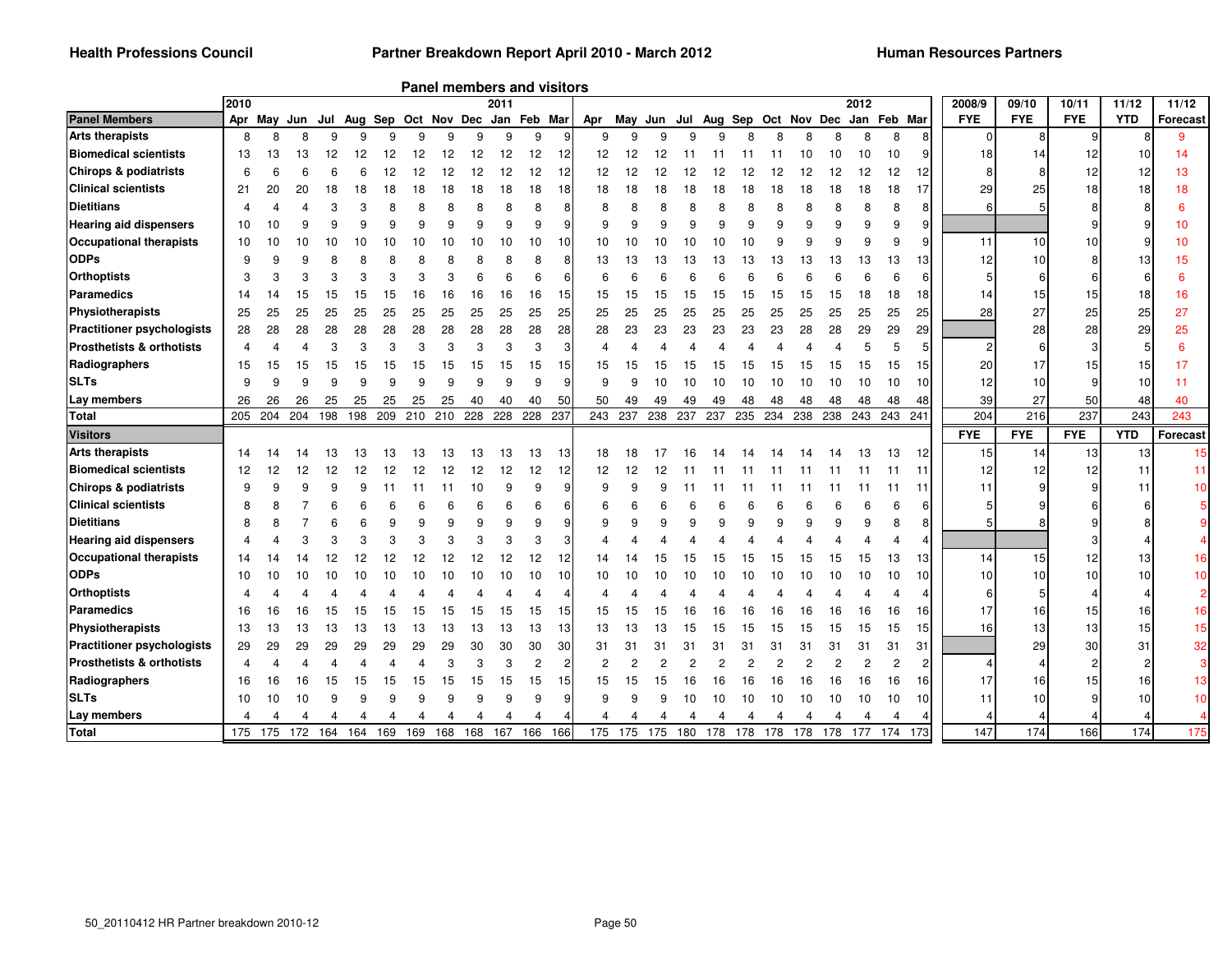**Health Professions Council** **Partner Breakdown Report April 2010 - March 2012** **Human Resources Partners**

## Panel members and visitors

| | 2010 | | | | | | | | | 2011 | | | | | | | | | | | | | | 2012 | | | 2008/9 | 09/10 | 10/11 | 11/12 | 11/12 |
|---|---|---|---|---|---|---|---|---|---|---|---|---|---|---|---|---|---|---|---|---|---|---|---|---|---|---|---|---|---|---|---|
| **Panel Members** | Apr | May | Jun | Jul | Aug | Sep | Oct | Nov | Dec | Jan | Feb | Mar | Apr | May | Jun | Jul | Aug | Sep | Oct | Nov | Dec | Jan | Feb | Mar | | | **FYE** | **FYE** | **FYE** | **YTD** | **Forecast** |
| **Arts therapists** | 8 | 8 | 8 | 9 | 9 | 9 | 9 | 9 | 9 | 9 | 9 | 9 | 9 | 9 | 9 | 9 | 9 | 8 | 8 | 8 | 8 | 8 | 8 | 8 | | | 0 | 8 | 9 | 8 | 9 |
| **Biomedical scientists** | 13 | 13 | 13 | 12 | 12 | 12 | 12 | 12 | 12 | 12 | 12 | 12 | 12 | 12 | 12 | 11 | 11 | 11 | 11 | 10 | 10 | 10 | 10 | 9 | | | 18 | 14 | 12 | 10 | 14 |
| **Chirops & podiatrists** | 6 | 6 | 6 | 6 | 6 | 12 | 12 | 12 | 12 | 12 | 12 | 12 | 12 | 12 | 12 | 12 | 12 | 12 | 12 | 12 | 12 | 12 | 12 | 12 | | | 8 | 8 | 12 | 12 | 13 |
| **Clinical scientists** | 21 | 20 | 20 | 18 | 18 | 18 | 18 | 18 | 18 | 18 | 18 | 18 | 18 | 18 | 18 | 18 | 18 | 18 | 18 | 18 | 18 | 18 | 18 | 17 | | | 29 | 25 | 18 | 18 | 18 |
| **Dietitians** | 4 | 4 | 4 | 3 | 3 | 8 | 8 | 8 | 8 | 8 | 8 | 8 | 8 | 8 | 8 | 8 | 8 | 8 | 8 | 8 | 8 | 8 | 8 | 8 | | | 6 | 5 | 8 | 8 | 6 |
| **Hearing aid dispensers** | 10 | 10 | 9 | 9 | 9 | 9 | 9 | 9 | 9 | 9 | 9 | 9 | 9 | 9 | 9 | 9 | 9 | 9 | 9 | 9 | 9 | 9 | 9 | 9 | | | | | 9 | 9 | 10 |
| **Occupational therapists** | 10 | 10 | 10 | 10 | 10 | 10 | 10 | 10 | 10 | 10 | 10 | 10 | 10 | 10 | 10 | 10 | 10 | 10 | 9 | 9 | 9 | 9 | 9 | 9 | | | 11 | 10 | 10 | 9 | 10 |
| **ODPs** | 9 | 9 | 9 | 8 | 8 | 8 | 8 | 8 | 8 | 8 | 8 | 8 | 13 | 13 | 13 | 13 | 13 | 13 | 13 | 13 | 13 | 13 | 13 | 13 | | | 12 | 10 | 8 | 13 | 15 |
| **Orthoptists** | 3 | 3 | 3 | 3 | 3 | 3 | 3 | 3 | 6 | 6 | 6 | 6 | 6 | 6 | 6 | 6 | 6 | 6 | 6 | 6 | 6 | 6 | 6 | 6 | | | 5 | 6 | 6 | 6 | 6 |
| **Paramedics** | 14 | 14 | 15 | 15 | 15 | 15 | 16 | 16 | 16 | 16 | 16 | 15 | 15 | 15 | 15 | 15 | 15 | 15 | 15 | 15 | 15 | 18 | 18 | 18 | | | 14 | 15 | 15 | 18 | 16 |
| **Physiotherapists** | 25 | 25 | 25 | 25 | 25 | 25 | 25 | 25 | 25 | 25 | 25 | 25 | 25 | 25 | 25 | 25 | 25 | 25 | 25 | 25 | 25 | 25 | 25 | 25 | | | 28 | 27 | 25 | 25 | 27 |
| **Practitioner psychologists** | 28 | 28 | 28 | 28 | 28 | 28 | 28 | 28 | 28 | 28 | 28 | 28 | 28 | 23 | 23 | 23 | 23 | 23 | 23 | 28 | 28 | 29 | 29 | 29 | | | | 28 | 28 | 29 | 25 |
| **Prosthetists & orthotists** | 4 | 4 | 4 | 3 | 3 | 3 | 3 | 3 | 3 | 3 | 3 | 3 | 4 | 4 | 4 | 4 | 4 | 4 | 4 | 4 | 4 | 5 | 5 | 5 | | | 2 | 6 | 3 | 5 | 6 |
| **Radiographers** | 15 | 15 | 15 | 15 | 15 | 15 | 15 | 15 | 15 | 15 | 15 | 15 | 15 | 15 | 15 | 15 | 15 | 15 | 15 | 15 | 15 | 15 | 15 | 15 | | | 20 | 17 | 15 | 15 | 17 |
| **SLTs** | 9 | 9 | 9 | 9 | 9 | 9 | 9 | 9 | 9 | 9 | 9 | 9 | 9 | 9 | 10 | 10 | 10 | 10 | 10 | 10 | 10 | 10 | 10 | 10 | | | 12 | 10 | 9 | 10 | 11 |
| **Lay members** | 26 | 26 | 26 | 25 | 25 | 25 | 25 | 25 | 40 | 40 | 40 | 50 | 50 | 49 | 49 | 49 | 49 | 48 | 48 | 48 | 48 | 48 | 48 | 48 | | | 39 | 27 | 50 | 48 | 40 |
| **Total** | 205 | 204 | 204 | 198 | 198 | 209 | 210 | 210 | 228 | 228 | 228 | 237 | 243 | 237 | 238 | 237 | 237 | 235 | 234 | 238 | 238 | 243 | 243 | 241 | | | 204 | 216 | 237 | 243 | 243 |
| **Visitors** | | | | | | | | | | | | | | | | | | | | | | | | | | | **FYE** | **FYE** | **FYE** | **YTD** | **Forecast** |
| **Arts therapists** | 14 | 14 | 14 | 13 | 13 | 13 | 13 | 13 | 13 | 13 | 13 | 13 | 18 | 18 | 17 | 16 | 14 | 14 | 14 | 14 | 14 | 13 | 13 | 12 | | | 15 | 14 | 13 | 13 | 15 |
| **Biomedical scientists** | 12 | 12 | 12 | 12 | 12 | 12 | 12 | 12 | 12 | 12 | 12 | 12 | 12 | 12 | 12 | 11 | 11 | 11 | 11 | 11 | 11 | 11 | 11 | 11 | | | 12 | 12 | 12 | 11 | 11 |
| **Chirops & podiatrists** | 9 | 9 | 9 | 9 | 9 | 11 | 11 | 11 | 10 | 9 | 9 | 9 | 9 | 9 | 9 | 11 | 11 | 11 | 11 | 11 | 11 | 11 | 11 | 11 | | | 11 | 9 | 9 | 11 | 10 |
| **Clinical scientists** | 8 | 8 | 7 | 6 | 6 | 6 | 6 | 6 | 6 | 6 | 6 | 6 | 6 | 6 | 6 | 6 | 6 | 6 | 6 | 6 | 6 | 6 | 6 | 6 | | | 5 | 9 | 6 | 6 | 5 |
| **Dietitians** | 8 | 8 | 7 | 6 | 6 | 9 | 9 | 9 | 9 | 9 | 9 | 9 | 9 | 9 | 9 | 9 | 9 | 9 | 9 | 9 | 9 | 9 | 8 | 8 | | | 5 | 8 | 9 | 8 | 9 |
| **Hearing aid dispensers** | 4 | 4 | 3 | 3 | 3 | 3 | 3 | 3 | 3 | 3 | 3 | 3 | 4 | 4 | 4 | 4 | 4 | 4 | 4 | 4 | 4 | 4 | 4 | 4 | | | | | 3 | 4 | 4 |
| **Occupational therapists** | 14 | 14 | 14 | 12 | 12 | 12 | 12 | 12 | 12 | 12 | 12 | 12 | 14 | 14 | 15 | 15 | 15 | 15 | 15 | 15 | 15 | 15 | 13 | 13 | | | 14 | 15 | 12 | 13 | 16 |
| **ODPs** | 10 | 10 | 10 | 10 | 10 | 10 | 10 | 10 | 10 | 10 | 10 | 10 | 10 | 10 | 10 | 10 | 10 | 10 | 10 | 10 | 10 | 10 | 10 | 10 | | | 10 | 10 | 10 | 10 | 10 |
| **Orthoptists** | 4 | 4 | 4 | 4 | 4 | 4 | 4 | 4 | 4 | 4 | 4 | 4 | 4 | 4 | 4 | 4 | 4 | 4 | 4 | 4 | 4 | 4 | 4 | 4 | | | 6 | 5 | 4 | 4 | 2 |
| **Paramedics** | 16 | 16 | 16 | 15 | 15 | 15 | 15 | 15 | 15 | 15 | 15 | 15 | 15 | 15 | 15 | 16 | 16 | 16 | 16 | 16 | 16 | 16 | 16 | 16 | | | 17 | 16 | 15 | 16 | 16 |
| **Physiotherapists** | 13 | 13 | 13 | 13 | 13 | 13 | 13 | 13 | 13 | 13 | 13 | 13 | 13 | 13 | 13 | 15 | 15 | 15 | 15 | 15 | 15 | 15 | 15 | 15 | | | 16 | 13 | 13 | 15 | 15 |
| **Practitioner psychologists** | 29 | 29 | 29 | 29 | 29 | 29 | 29 | 29 | 30 | 30 | 30 | 30 | 31 | 31 | 31 | 31 | 31 | 31 | 31 | 31 | 31 | 31 | 31 | 31 | | | | 29 | 30 | 31 | 32 |
| **Prosthetists & orthotists** | 4 | 4 | 4 | 4 | 4 | 4 | 4 | 3 | 3 | 3 | 2 | 2 | 2 | 2 | 2 | 2 | 2 | 2 | 2 | 2 | 2 | 2 | 2 | 2 | | | 4 | 4 | 2 | 2 | 3 |
| **Radiographers** | 16 | 16 | 16 | 15 | 15 | 15 | 15 | 15 | 15 | 15 | 15 | 15 | 15 | 15 | 15 | 16 | 16 | 16 | 16 | 16 | 16 | 16 | 16 | 16 | | | 17 | 16 | 15 | 16 | 13 |
| **SLTs** | 10 | 10 | 10 | 9 | 9 | 9 | 9 | 9 | 9 | 9 | 9 | 9 | 9 | 9 | 9 | 10 | 10 | 10 | 10 | 10 | 10 | 10 | 10 | 10 | | | 11 | 10 | 9 | 10 | 10 |
| **Lay members** | 4 | 4 | 4 | 4 | 4 | 4 | 4 | 4 | 4 | 4 | 4 | 4 | 4 | 4 | 4 | 4 | 4 | 4 | 4 | 4 | 4 | 4 | 4 | 4 | | | 4 | 4 | 4 | 4 | 4 |
| **Total** | 175 | 175 | 172 | 164 | 164 | 169 | 169 | 168 | 168 | 167 | 166 | 166 | 175 | 175 | 175 | 180 | 178 | 178 | 178 | 178 | 178 | 177 | 174 | 173 | | | 147 | 174 | 166 | 174 | 175 |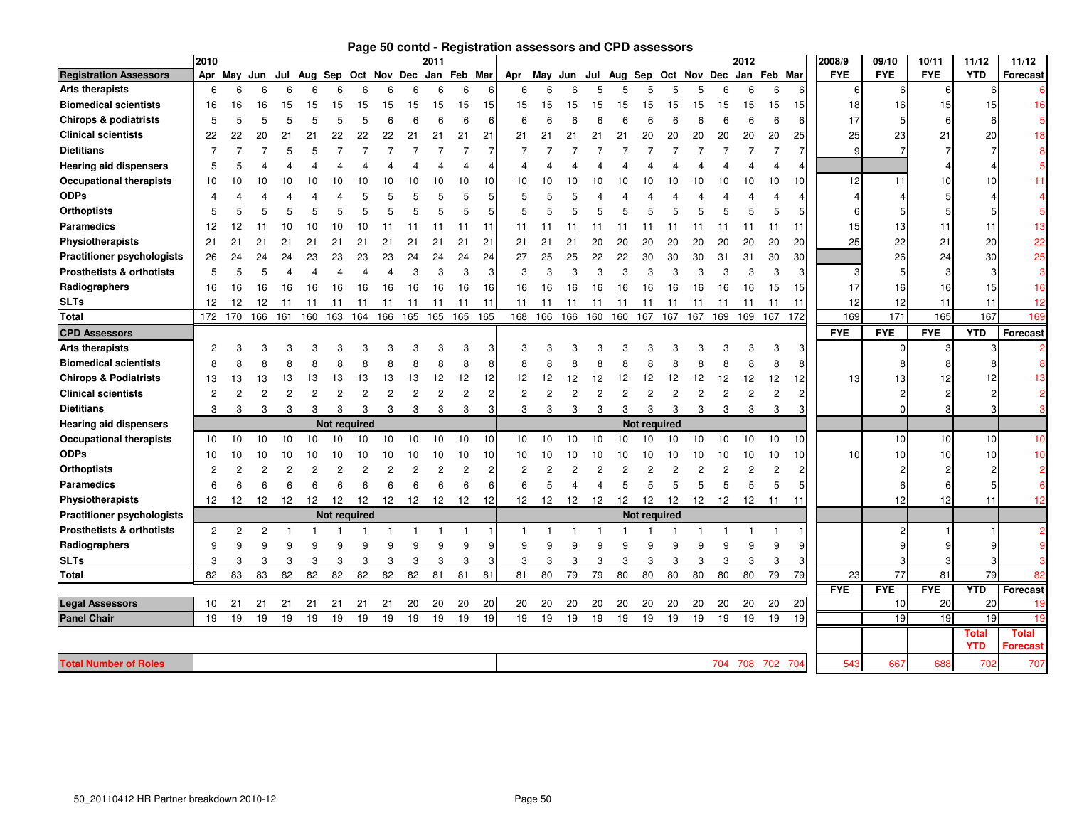## Page 50 contd - Registration assessors and CPD assessors

| Registration Assessors | 2010 Apr | May | Jun | Jul | Aug | Sep | Oct | Nov | Dec | 2011 Jan | Feb | Mar | Apr | May | Jun | Jul | Aug | Sep | Oct | Nov | Dec | 2012 Jan | Feb | Mar | 2008/9 FYE | 09/10 FYE | 10/11 FYE | 11/12 YTD | 11/12 Forecast |
|---|---|---|---|---|---|---|---|---|---|---|---|---|---|---|---|---|---|---|---|---|---|---|---|---|---|---|---|---|---|
| Arts therapists | 6 | 6 | 6 | 6 | 6 | 6 | 6 | 6 | 6 | 6 | 6 | 6 | 6 | 6 | 6 | 5 | 5 | 5 | 5 | 5 | 6 | 6 | 6 | 6 | 6 | 6 | 6 | 6 | 6 |
| Biomedical scientists | 16 | 16 | 16 | 15 | 15 | 15 | 15 | 15 | 15 | 15 | 15 | 15 | 15 | 15 | 15 | 15 | 15 | 15 | 15 | 15 | 15 | 15 | 15 | 15 | 18 | 16 | 15 | 15 | 16 |
| Chirops & podiatrists | 5 | 5 | 5 | 5 | 5 | 5 | 5 | 6 | 6 | 6 | 6 | 6 | 6 | 6 | 6 | 6 | 6 | 6 | 6 | 6 | 6 | 6 | 6 | 6 | 17 | 5 | 6 | 6 | 5 |
| Clinical scientists | 22 | 22 | 20 | 21 | 21 | 22 | 22 | 22 | 21 | 21 | 21 | 21 | 21 | 21 | 21 | 21 | 21 | 20 | 20 | 20 | 20 | 20 | 20 | 25 | 25 | 23 | 21 | 20 | 18 |
| Dietitians | 7 | 7 | 7 | 5 | 5 | 7 | 7 | 7 | 7 | 7 | 7 | 7 | 7 | 7 | 7 | 7 | 7 | 7 | 7 | 7 | 7 | 7 | 7 | 7 | 9 | 7 | 7 | 7 | 8 |
| Hearing aid dispensers | 5 | 5 | 4 | 4 | 4 | 4 | 4 | 4 | 4 | 4 | 4 | 4 | 4 | 4 | 4 | 4 | 4 | 4 | 4 | 4 | 4 | 4 | 4 | 4 | | | 4 | 4 | 5 |
| Occupational therapists | 10 | 10 | 10 | 10 | 10 | 10 | 10 | 10 | 10 | 10 | 10 | 10 | 10 | 10 | 10 | 10 | 10 | 10 | 10 | 10 | 10 | 10 | 10 | 10 | 12 | 11 | 10 | 10 | 11 |
| ODPs | 4 | 4 | 4 | 4 | 4 | 4 | 5 | 5 | 5 | 5 | 5 | 5 | 5 | 5 | 5 | 4 | 4 | 4 | 4 | 4 | 4 | 4 | 4 | 4 | 4 | 4 | 5 | 4 | 4 |
| Orthoptists | 5 | 5 | 5 | 5 | 5 | 5 | 5 | 5 | 5 | 5 | 5 | 5 | 5 | 5 | 5 | 5 | 5 | 5 | 5 | 5 | 5 | 5 | 5 | 5 | 6 | 5 | 5 | 5 | 5 |
| Paramedics | 12 | 12 | 11 | 10 | 10 | 10 | 10 | 11 | 11 | 11 | 11 | 11 | 11 | 11 | 11 | 11 | 11 | 11 | 11 | 11 | 11 | 11 | 11 | 11 | 15 | 13 | 11 | 11 | 13 |
| Physiotherapists | 21 | 21 | 21 | 21 | 21 | 21 | 21 | 21 | 21 | 21 | 21 | 21 | 21 | 21 | 21 | 20 | 20 | 20 | 20 | 20 | 20 | 20 | 20 | 20 | 25 | 22 | 21 | 20 | 22 |
| Practitioner psychologists | 26 | 24 | 24 | 24 | 23 | 23 | 23 | 23 | 24 | 24 | 24 | 24 | 27 | 25 | 25 | 22 | 22 | 30 | 30 | 30 | 31 | 31 | 30 | 30 | | 26 | 24 | 30 | 25 |
| Prosthetists & orthotists | 5 | 5 | 5 | 4 | 4 | 4 | 4 | 4 | 3 | 3 | 3 | 3 | 3 | 3 | 3 | 3 | 3 | 3 | 3 | 3 | 3 | 3 | 3 | 3 | 3 | 5 | 3 | 3 | 3 |
| Radiographers | 16 | 16 | 16 | 16 | 16 | 16 | 16 | 16 | 16 | 16 | 16 | 16 | 16 | 16 | 16 | 16 | 16 | 16 | 16 | 16 | 16 | 16 | 15 | 15 | 17 | 16 | 16 | 15 | 16 |
| SLTs | 12 | 12 | 12 | 11 | 11 | 11 | 11 | 11 | 11 | 11 | 11 | 11 | 11 | 11 | 11 | 11 | 11 | 11 | 11 | 11 | 11 | 11 | 11 | 11 | 12 | 12 | 11 | 11 | 12 |
| **Total** | 172 | 170 | 166 | 161 | 160 | 163 | 164 | 166 | 165 | 165 | 165 | 165 | 168 | 166 | 166 | 160 | 160 | 167 | 167 | 167 | 169 | 169 | 167 | 172 | 169 | 171 | 165 | 167 | 169 |
| **CPD Assessors** | | | | | | | | | | | | | | | | | | | | | | | | | **FYE** | **FYE** | **FYE** | **YTD** | **Forecast** |
| Arts therapists | 2 | 3 | 3 | 3 | 3 | 3 | 3 | 3 | 3 | 3 | 3 | 3 | 3 | 3 | 3 | 3 | 3 | 3 | 3 | 3 | 3 | 3 | 3 | 3 | | 0 | 3 | 3 | 2 |
| Biomedical scientists | 8 | 8 | 8 | 8 | 8 | 8 | 8 | 8 | 8 | 8 | 8 | 8 | 8 | 8 | 8 | 8 | 8 | 8 | 8 | 8 | 8 | 8 | 8 | 8 | | 8 | 8 | 8 | 8 |
| Chirops & Podiatrists | 13 | 13 | 13 | 13 | 13 | 13 | 13 | 13 | 13 | 12 | 12 | 12 | 12 | 12 | 12 | 12 | 12 | 12 | 12 | 12 | 12 | 12 | 12 | 12 | 13 | 13 | 12 | 12 | 13 |
| Clinical scientists | 2 | 2 | 2 | 2 | 2 | 2 | 2 | 2 | 2 | 2 | 2 | 2 | 2 | 2 | 2 | 2 | 2 | 2 | 2 | 2 | 2 | 2 | 2 | 2 | | 2 | 2 | 2 | 2 |
| Dietitians | 3 | 3 | 3 | 3 | 3 | 3 | 3 | 3 | 3 | 3 | 3 | 3 | 3 | 3 | 3 | 3 | 3 | 3 | 3 | 3 | 3 | 3 | 3 | 3 | | 0 | 3 | 3 | 3 |
| Hearing aid dispensers | Not required | | | | | | | | | | | | Not required | | | | | | | | | | | | | | | | |
| Occupational therapists | 10 | 10 | 10 | 10 | 10 | 10 | 10 | 10 | 10 | 10 | 10 | 10 | 10 | 10 | 10 | 10 | 10 | 10 | 10 | 10 | 10 | 10 | 10 | 10 | | 10 | 10 | 10 | 10 |
| ODPs | 10 | 10 | 10 | 10 | 10 | 10 | 10 | 10 | 10 | 10 | 10 | 10 | 10 | 10 | 10 | 10 | 10 | 10 | 10 | 10 | 10 | 10 | 10 | 10 | 10 | 10 | 10 | 10 | 10 |
| Orthoptists | 2 | 2 | 2 | 2 | 2 | 2 | 2 | 2 | 2 | 2 | 2 | 2 | 2 | 2 | 2 | 2 | 2 | 2 | 2 | 2 | 2 | 2 | 2 | 2 | | 2 | 2 | 2 | 2 |
| Paramedics | 6 | 6 | 6 | 6 | 6 | 6 | 6 | 6 | 6 | 6 | 6 | 6 | 6 | 5 | 4 | 4 | 5 | 5 | 5 | 5 | 5 | 5 | 5 | 5 | | 6 | 6 | 5 | 6 |
| Physiotherapists | 12 | 12 | 12 | 12 | 12 | 12 | 12 | 12 | 12 | 12 | 12 | 12 | 12 | 12 | 12 | 12 | 12 | 12 | 12 | 12 | 12 | 12 | 11 | 11 | | 12 | 12 | 11 | 12 |
| Practitioner psychologists | Not required | | | | | | | | | | | | Not required | | | | | | | | | | | | | | | | |
| Prosthetists & orthotists | 2 | 2 | 2 | 1 | 1 | 1 | 1 | 1 | 1 | 1 | 1 | 1 | 1 | 1 | 1 | 1 | 1 | 1 | 1 | 1 | 1 | 1 | 1 | 1 | | 2 | 1 | 1 | 2 |
| Radiographers | 9 | 9 | 9 | 9 | 9 | 9 | 9 | 9 | 9 | 9 | 9 | 9 | 9 | 9 | 9 | 9 | 9 | 9 | 9 | 9 | 9 | 9 | 9 | 9 | | 9 | 9 | 9 | 9 |
| SLTs | 3 | 3 | 3 | 3 | 3 | 3 | 3 | 3 | 3 | 3 | 3 | 3 | 3 | 3 | 3 | 3 | 3 | 3 | 3 | 3 | 3 | 3 | 3 | 3 | | 3 | 3 | 3 | 3 |
| **Total** | 82 | 83 | 83 | 82 | 82 | 82 | 82 | 82 | 82 | 81 | 81 | 81 | 81 | 80 | 79 | 79 | 80 | 80 | 80 | 80 | 80 | 80 | 79 | 79 | 23 | 77 | 81 | 79 | 82 |
| | | | | | | | | | | | | | | | | | | | | | | | | | **FYE** | **FYE** | **FYE** | **YTD** | **Forecast** |
| **Legal Assessors** | 10 | 21 | 21 | 21 | 21 | 21 | 21 | 21 | 20 | 20 | 20 | 20 | 20 | 20 | 20 | 20 | 20 | 20 | 20 | 20 | 20 | 20 | 20 | 20 | | 10 | 20 | 20 | 19 |
| **Panel Chair** | 19 | 19 | 19 | 19 | 19 | 19 | 19 | 19 | 19 | 19 | 19 | 19 | 19 | 19 | 19 | 19 | 19 | 19 | 19 | 19 | 19 | 19 | 19 | 19 | | 19 | 19 | 19 | 19 |
| | | | | | | | | | | | | | | | | | | | | | | | | | | | | **Total YTD** | **Total Forecast** |
| **Total Number of Roles** | | | | | | | | | | | | | | | | | | | | | 704 | 708 | 702 | 704 | 543 | 667 | 688 | 702 | 707 |

50_20110412 HR Partner breakdown 2010-12